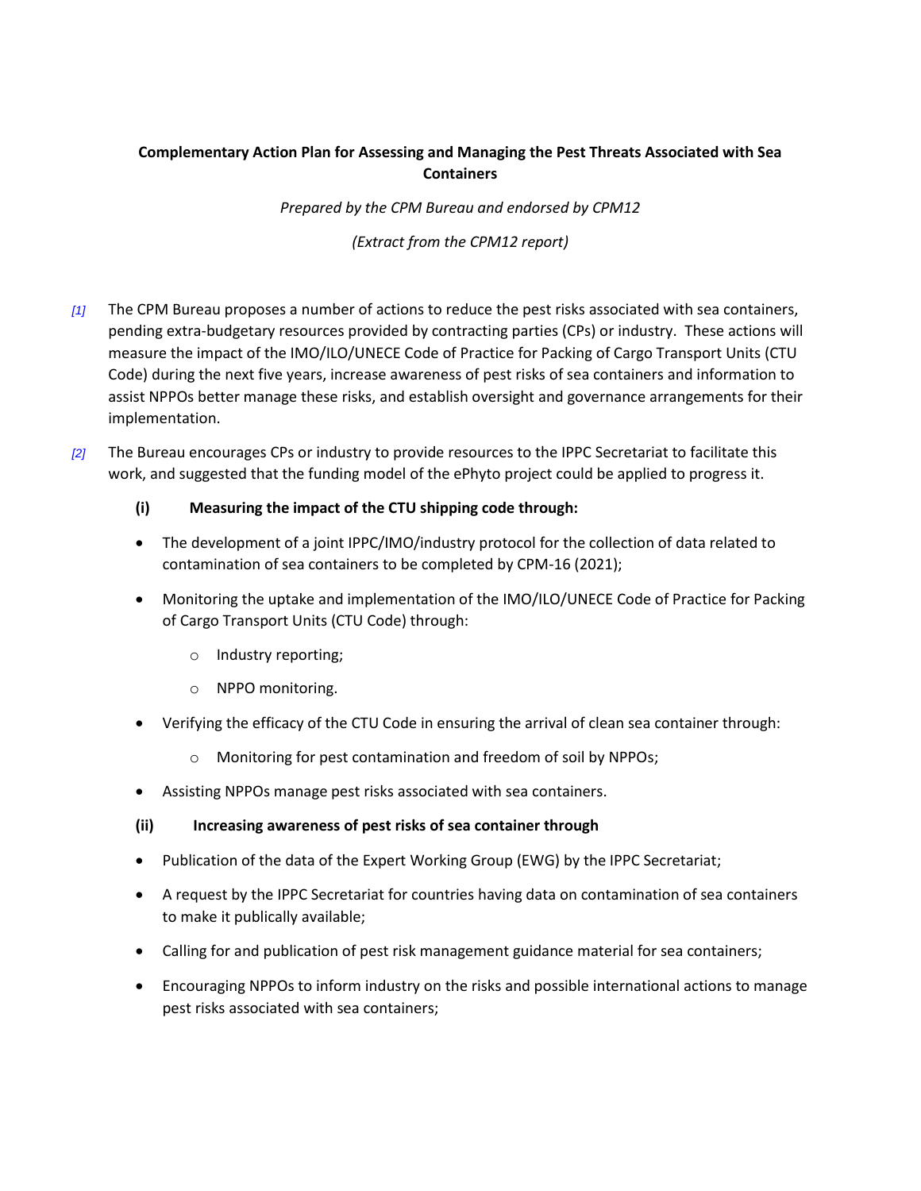**Complementary Action Plan for Assessing and Managing the Pest Threats Associated with Sea Containers**

*Prepared by the CPM Bureau and endorsed by CPM12*

*(Extract from the CPM12 report)*

*[1]* The CPM Bureau proposes a number of actions to reduce the pest risks associated with sea containers, pending extra-budgetary resources provided by contracting parties (CPs) or industry. These actions will measure the impact of the IMO/ILO/UNECE Code of Practice for Packing of Cargo Transport Units (CTU Code) during the next five years, increase awareness of pest risks of sea containers and information to assist NPPOs better manage these risks, and establish oversight and governance arrangements for their implementation.

*[2]* The Bureau encourages CPs or industry to provide resources to the IPPC Secretariat to facilitate this work, and suggested that the funding model of the ePhyto project could be applied to progress it.

**(i) Measuring the impact of the CTU shipping code through:**

- The development of a joint IPPC/IMO/industry protocol for the collection of data related to contamination of sea containers to be completed by CPM-16 (2021);
- Monitoring the uptake and implementation of the IMO/ILO/UNECE Code of Practice for Packing of Cargo Transport Units (CTU Code) through:
  - Industry reporting;
  - NPPO monitoring.
- Verifying the efficacy of the CTU Code in ensuring the arrival of clean sea container through:
  - Monitoring for pest contamination and freedom of soil by NPPOs;
- Assisting NPPOs manage pest risks associated with sea containers.

**(ii) Increasing awareness of pest risks of sea container through**

- Publication of the data of the Expert Working Group (EWG) by the IPPC Secretariat;
- A request by the IPPC Secretariat for countries having data on contamination of sea containers to make it publically available;
- Calling for and publication of pest risk management guidance material for sea containers;
- Encouraging NPPOs to inform industry on the risks and possible international actions to manage pest risks associated with sea containers;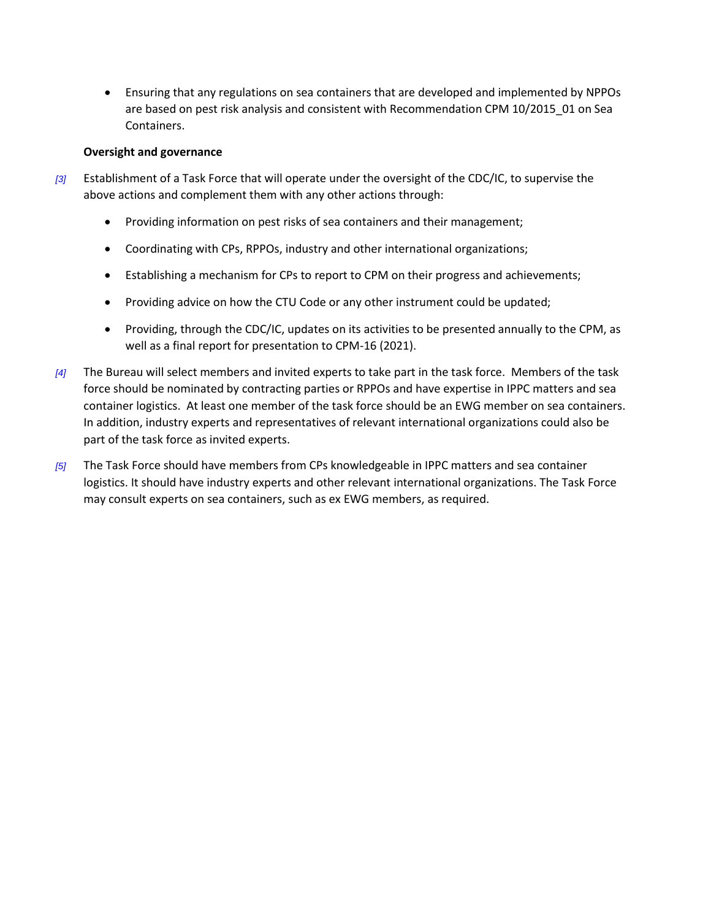- Ensuring that any regulations on sea containers that are developed and implemented by NPPOs are based on pest risk analysis and consistent with Recommendation CPM 10/2015_01 on Sea Containers.

**Oversight and governance**

[3] Establishment of a Task Force that will operate under the oversight of the CDC/IC, to supervise the above actions and complement them with any other actions through:

- Providing information on pest risks of sea containers and their management;
- Coordinating with CPs, RPPOs, industry and other international organizations;
- Establishing a mechanism for CPs to report to CPM on their progress and achievements;
- Providing advice on how the CTU Code or any other instrument could be updated;
- Providing, through the CDC/IC, updates on its activities to be presented annually to the CPM, as well as a final report for presentation to CPM-16 (2021).

[4] The Bureau will select members and invited experts to take part in the task force. Members of the task force should be nominated by contracting parties or RPPOs and have expertise in IPPC matters and sea container logistics. At least one member of the task force should be an EWG member on sea containers. In addition, industry experts and representatives of relevant international organizations could also be part of the task force as invited experts.

[5] The Task Force should have members from CPs knowledgeable in IPPC matters and sea container logistics. It should have industry experts and other relevant international organizations. The Task Force may consult experts on sea containers, such as ex EWG members, as required.